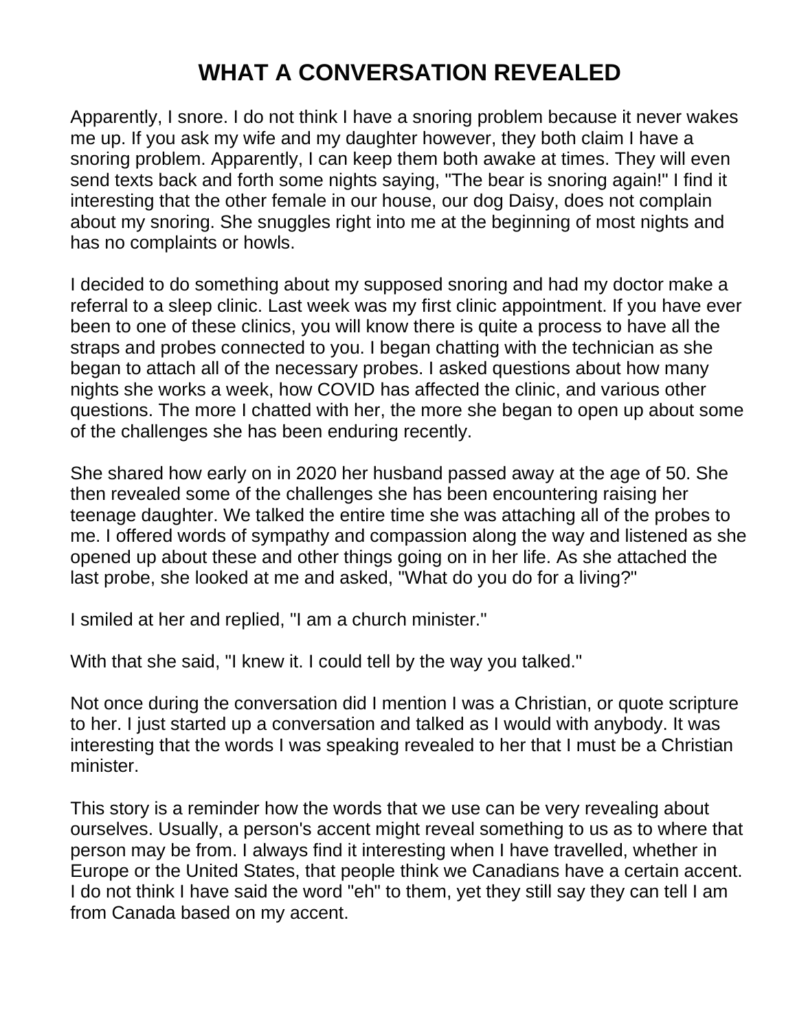# WHAT A CONVERSATION REVEALED

Apparently, I snore. I do not think I have a snoring problem because it never wakes me up. If you ask my wife and my daughter however, they both claim I have a snoring problem. Apparently, I can keep them both awake at times. They will even send texts back and forth some nights saying, "The bear is snoring again!" I find it interesting that the other female in our house, our dog Daisy, does not complain about my snoring. She snuggles right into me at the beginning of most nights and has no complaints or howls.

I decided to do something about my supposed snoring and had my doctor make a referral to a sleep clinic. Last week was my first clinic appointment. If you have ever been to one of these clinics, you will know there is quite a process to have all the straps and probes connected to you. I began chatting with the technician as she began to attach all of the necessary probes. I asked questions about how many nights she works a week, how COVID has affected the clinic, and various other questions. The more I chatted with her, the more she began to open up about some of the challenges she has been enduring recently.

She shared how early on in 2020 her husband passed away at the age of 50. She then revealed some of the challenges she has been encountering raising her teenage daughter. We talked the entire time she was attaching all of the probes to me. I offered words of sympathy and compassion along the way and listened as she opened up about these and other things going on in her life. As she attached the last probe, she looked at me and asked, "What do you do for a living?"

I smiled at her and replied, "I am a church minister."

With that she said, "I knew it. I could tell by the way you talked."

Not once during the conversation did I mention I was a Christian, or quote scripture to her. I just started up a conversation and talked as I would with anybody. It was interesting that the words I was speaking revealed to her that I must be a Christian minister.

This story is a reminder how the words that we use can be very revealing about ourselves. Usually, a person's accent might reveal something to us as to where that person may be from. I always find it interesting when I have travelled, whether in Europe or the United States, that people think we Canadians have a certain accent. I do not think I have said the word "eh" to them, yet they still say they can tell I am from Canada based on my accent.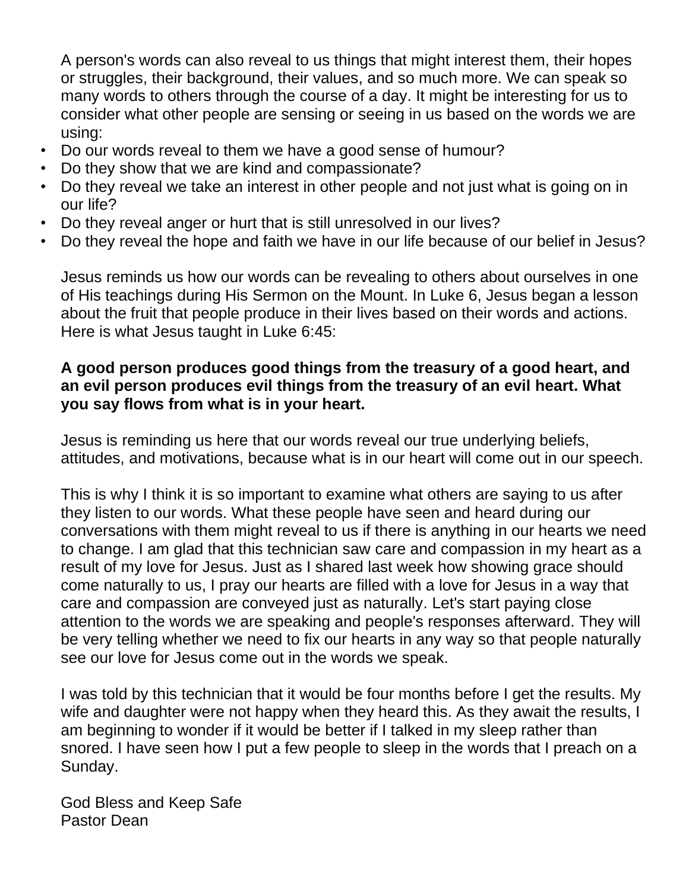A person's words can also reveal to us things that might interest them, their hopes or struggles, their background, their values, and so much more. We can speak so many words to others through the course of a day. It might be interesting for us to consider what other people are sensing or seeing in us based on the words we are using:

- Do our words reveal to them we have a good sense of humour?
- Do they show that we are kind and compassionate?
- Do they reveal we take an interest in other people and not just what is going on in our life?
- Do they reveal anger or hurt that is still unresolved in our lives?
- Do they reveal the hope and faith we have in our life because of our belief in Jesus?

Jesus reminds us how our words can be revealing to others about ourselves in one of His teachings during His Sermon on the Mount. In Luke 6, Jesus began a lesson about the fruit that people produce in their lives based on their words and actions. Here is what Jesus taught in Luke 6:45:

**A good person produces good things from the treasury of a good heart, and an evil person produces evil things from the treasury of an evil heart. What you say flows from what is in your heart.**

Jesus is reminding us here that our words reveal our true underlying beliefs, attitudes, and motivations, because what is in our heart will come out in our speech.

This is why I think it is so important to examine what others are saying to us after they listen to our words. What these people have seen and heard during our conversations with them might reveal to us if there is anything in our hearts we need to change. I am glad that this technician saw care and compassion in my heart as a result of my love for Jesus. Just as I shared last week how showing grace should come naturally to us, I pray our hearts are filled with a love for Jesus in a way that care and compassion are conveyed just as naturally. Let's start paying close attention to the words we are speaking and people's responses afterward. They will be very telling whether we need to fix our hearts in any way so that people naturally see our love for Jesus come out in the words we speak.

I was told by this technician that it would be four months before I get the results. My wife and daughter were not happy when they heard this. As they await the results, I am beginning to wonder if it would be better if I talked in my sleep rather than snored. I have seen how I put a few people to sleep in the words that I preach on a Sunday.

God Bless and Keep Safe
Pastor Dean